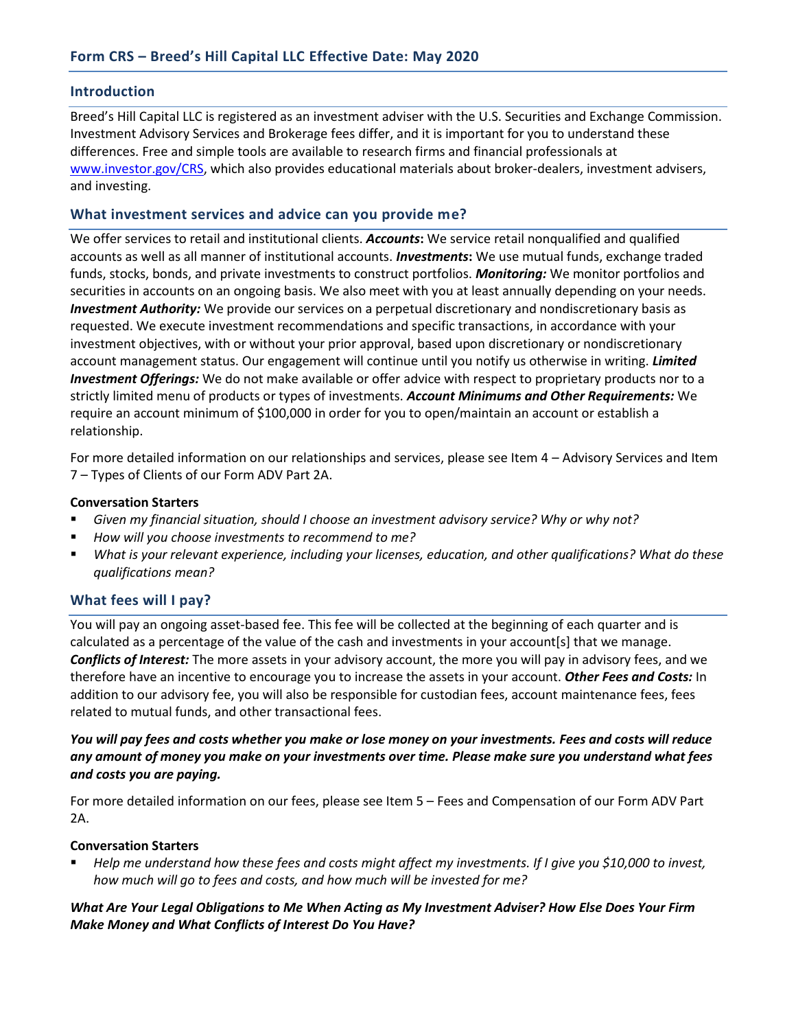## Form CRS – Breed's Hill Capital LLC Effective Date: May 2020

### Introduction

Breed's Hill Capital LLC is registered as an investment adviser with the U.S. Securities and Exchange Commission. Investment Advisory Services and Brokerage fees differ, and it is important for you to understand these differences. Free and simple tools are available to research firms and financial professionals at www.investor.gov/CRS, which also provides educational materials about broker-dealers, investment advisers, and investing.

### What investment services and advice can you provide me?

We offer services to retail and institutional clients. ***Accounts*:** We service retail nonqualified and qualified accounts as well as all manner of institutional accounts. ***Investments*:** We use mutual funds, exchange traded funds, stocks, bonds, and private investments to construct portfolios. ***Monitoring:*** We monitor portfolios and securities in accounts on an ongoing basis. We also meet with you at least annually depending on your needs. ***Investment Authority:*** We provide our services on a perpetual discretionary and nondiscretionary basis as requested. We execute investment recommendations and specific transactions, in accordance with your investment objectives, with or without your prior approval, based upon discretionary or nondiscretionary account management status. Our engagement will continue until you notify us otherwise in writing. ***Limited Investment Offerings:*** We do not make available or offer advice with respect to proprietary products nor to a strictly limited menu of products or types of investments. ***Account Minimums and Other Requirements:*** We require an account minimum of $100,000 in order for you to open/maintain an account or establish a relationship.

For more detailed information on our relationships and services, please see Item 4 – Advisory Services and Item 7 – Types of Clients of our Form ADV Part 2A.

**Conversation Starters**

- *Given my financial situation, should I choose an investment advisory service? Why or why not?*
- *How will you choose investments to recommend to me?*
- *What is your relevant experience, including your licenses, education, and other qualifications? What do these qualifications mean?*

### What fees will I pay?

You will pay an ongoing asset-based fee. This fee will be collected at the beginning of each quarter and is calculated as a percentage of the value of the cash and investments in your account[s] that we manage. ***Conflicts of Interest:*** The more assets in your advisory account, the more you will pay in advisory fees, and we therefore have an incentive to encourage you to increase the assets in your account. ***Other Fees and Costs:*** In addition to our advisory fee, you will also be responsible for custodian fees, account maintenance fees, fees related to mutual funds, and other transactional fees.

***You will pay fees and costs whether you make or lose money on your investments. Fees and costs will reduce any amount of money you make on your investments over time. Please make sure you understand what fees and costs you are paying.***

For more detailed information on our fees, please see Item 5 – Fees and Compensation of our Form ADV Part 2A.

**Conversation Starters**

- *Help me understand how these fees and costs might affect my investments. If I give you $10,000 to invest, how much will go to fees and costs, and how much will be invested for me?*

***What Are Your Legal Obligations to Me When Acting as My Investment Adviser? How Else Does Your Firm Make Money and What Conflicts of Interest Do You Have?***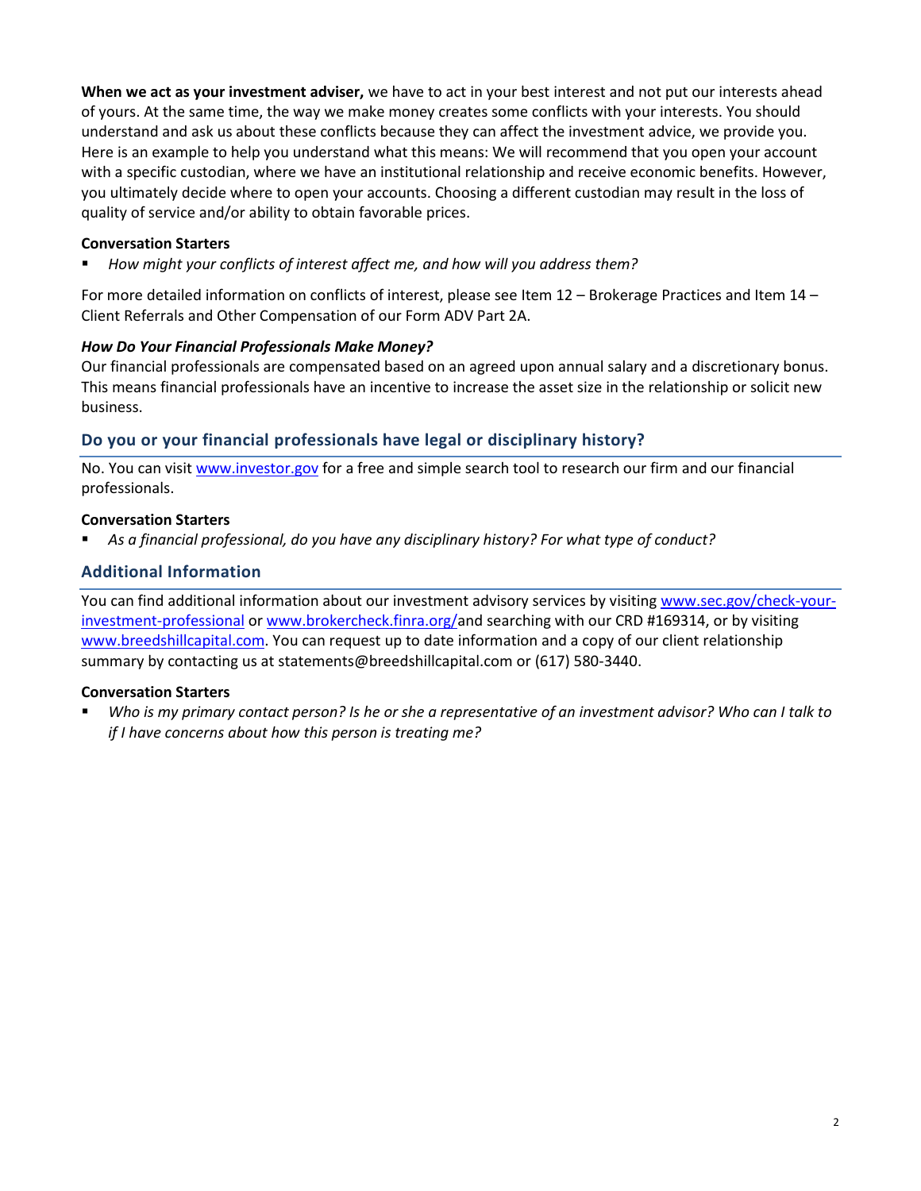**When we act as your investment adviser,** we have to act in your best interest and not put our interests ahead of yours. At the same time, the way we make money creates some conflicts with your interests. You should understand and ask us about these conflicts because they can affect the investment advice, we provide you. Here is an example to help you understand what this means: We will recommend that you open your account with a specific custodian, where we have an institutional relationship and receive economic benefits. However, you ultimately decide where to open your accounts. Choosing a different custodian may result in the loss of quality of service and/or ability to obtain favorable prices.

**Conversation Starters**

- *How might your conflicts of interest affect me, and how will you address them?*

For more detailed information on conflicts of interest, please see Item 12 – Brokerage Practices and Item 14 – Client Referrals and Other Compensation of our Form ADV Part 2A.

***How Do Your Financial Professionals Make Money?***

Our financial professionals are compensated based on an agreed upon annual salary and a discretionary bonus. This means financial professionals have an incentive to increase the asset size in the relationship or solicit new business.

## Do you or your financial professionals have legal or disciplinary history?

No. You can visit www.investor.gov for a free and simple search tool to research our firm and our financial professionals.

**Conversation Starters**

- *As a financial professional, do you have any disciplinary history? For what type of conduct?*

## Additional Information

You can find additional information about our investment advisory services by visiting www.sec.gov/check-your-investment-professional or www.brokercheck.finra.org/ and searching with our CRD #169314, or by visiting www.breedshillcapital.com. You can request up to date information and a copy of our client relationship summary by contacting us at statements@breedshillcapital.com or (617) 580-3440.

**Conversation Starters**

- *Who is my primary contact person? Is he or she a representative of an investment advisor? Who can I talk to if I have concerns about how this person is treating me?*